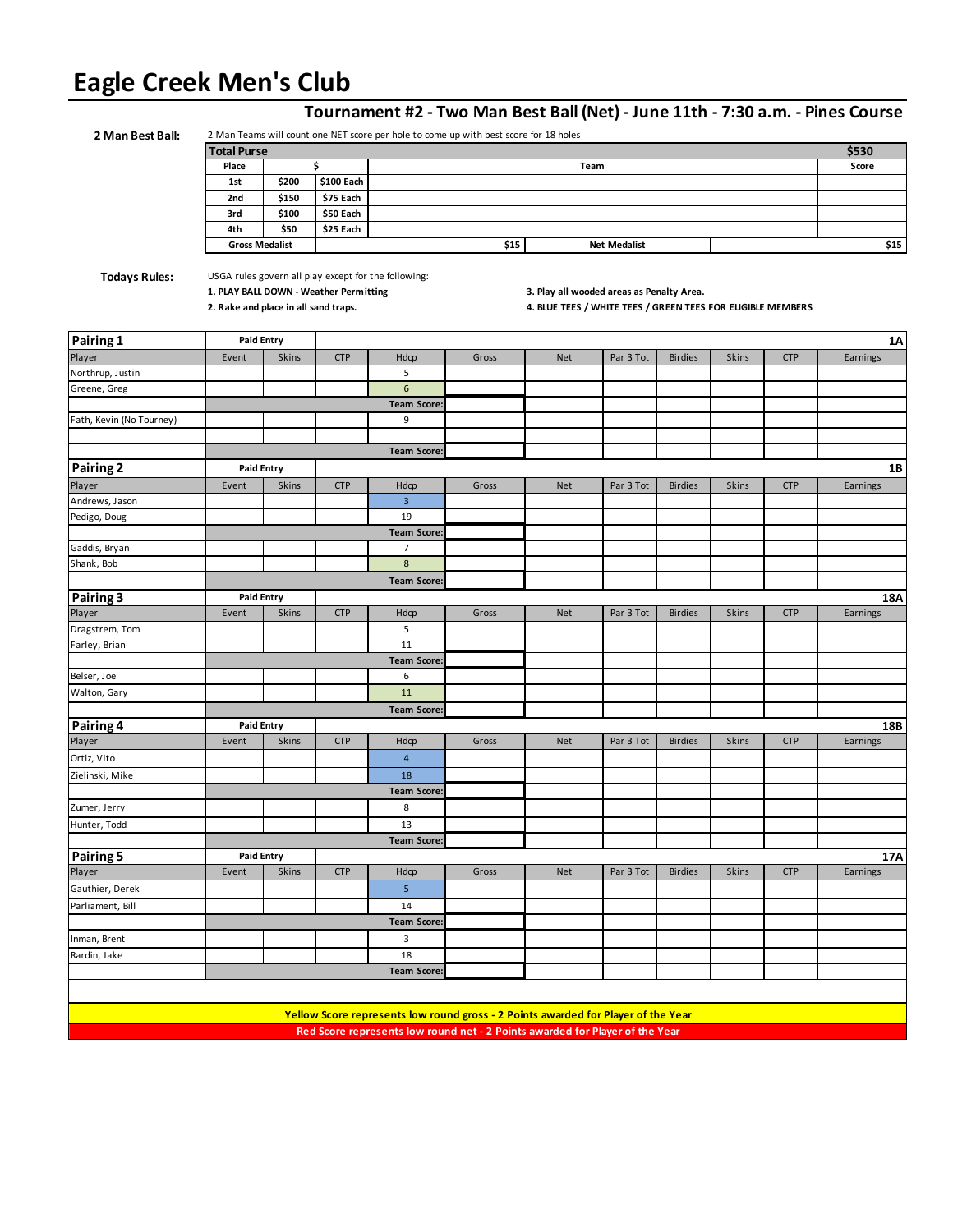# Eagle Creek Men's Club

## Tournament #2 - Two Man Best Ball (Net) - June 11th - 7:30 a.m. - Pines Course

**2 Man Best Ball:** 2 Man Teams will count one NET score per hole to come up with best score for 18 holes

| Total Purse | | | | $530 |
|---|---|---|---|---|
| Place | $ | | Team | Score |
| 1st | $200 | $100 Each | | |
| 2nd | $150 | $75 Each | | |
| 3rd | $100 | $50 Each | | |
| 4th | $50 | $25 Each | | |
| Gross Medalist | | $15 | Net Medalist | $15 |

**Todays Rules:** USGA rules govern all play except for the following:

1. **PLAY BALL DOWN - Weather Permitting**
2. **Rake and place in all sand traps.**
3. **Play all wooded areas as Penalty Area.**
4. **BLUE TEES / WHITE TEES / GREEN TEES FOR ELIGIBLE MEMBERS**

| Pairing 1 | Paid Entry | | | | | | | | | | 1A |
|---|---|---|---|---|---|---|---|---|---|---|---|
| Player | Event | Skins | CTP | Hdcp | Gross | Net | Par 3 Tot | Birdies | Skins | CTP | Earnings |
| Northrup, Justin | | | | 5 | | | | | | | |
| Greene, Greg | | | | 6 | | | | | | | |
| | | | | Team Score: | | | | | | | |
| Fath, Kevin (No Tourney) | | | | 9 | | | | | | | |
| | | | | | | | | | | | |
| | | | | Team Score: | | | | | | | |

| Pairing 2 | Paid Entry | | | | | | | | | | 1B |
|---|---|---|---|---|---|---|---|---|---|---|---|
| Player | Event | Skins | CTP | Hdcp | Gross | Net | Par 3 Tot | Birdies | Skins | CTP | Earnings |
| Andrews, Jason | | | | 3 | | | | | | | |
| Pedigo, Doug | | | | 19 | | | | | | | |
| | | | | Team Score: | | | | | | | |
| Gaddis, Bryan | | | | 7 | | | | | | | |
| Shank, Bob | | | | 8 | | | | | | | |
| | | | | Team Score: | | | | | | | |

| Pairing 3 | Paid Entry | | | | | | | | | | 18A |
|---|---|---|---|---|---|---|---|---|---|---|---|
| Player | Event | Skins | CTP | Hdcp | Gross | Net | Par 3 Tot | Birdies | Skins | CTP | Earnings |
| Dragstrem, Tom | | | | 5 | | | | | | | |
| Farley, Brian | | | | 11 | | | | | | | |
| | | | | Team Score: | | | | | | | |
| Belser, Joe | | | | 6 | | | | | | | |
| Walton, Gary | | | | 11 | | | | | | | |
| | | | | Team Score: | | | | | | | |

| Pairing 4 | Paid Entry | | | | | | | | | | 18B |
|---|---|---|---|---|---|---|---|---|---|---|---|
| Player | Event | Skins | CTP | Hdcp | Gross | Net | Par 3 Tot | Birdies | Skins | CTP | Earnings |
| Ortiz, Vito | | | | 4 | | | | | | | |
| Zielinski, Mike | | | | 18 | | | | | | | |
| | | | | Team Score: | | | | | | | |
| Zumer, Jerry | | | | 8 | | | | | | | |
| Hunter, Todd | | | | 13 | | | | | | | |
| | | | | Team Score: | | | | | | | |

| Pairing 5 | Paid Entry | | | | | | | | | | 17A |
|---|---|---|---|---|---|---|---|---|---|---|---|
| Player | Event | Skins | CTP | Hdcp | Gross | Net | Par 3 Tot | Birdies | Skins | CTP | Earnings |
| Gauthier, Derek | | | | 5 | | | | | | | |
| Parliament, Bill | | | | 14 | | | | | | | |
| | | | | Team Score: | | | | | | | |
| Inman, Brent | | | | 3 | | | | | | | |
| Rardin, Jake | | | | 18 | | | | | | | |
| | | | | Team Score: | | | | | | | |

**Yellow Score represents low round gross - 2 Points awarded for Player of the Year**

**Red Score represents low round net - 2 Points awarded for Player of the Year**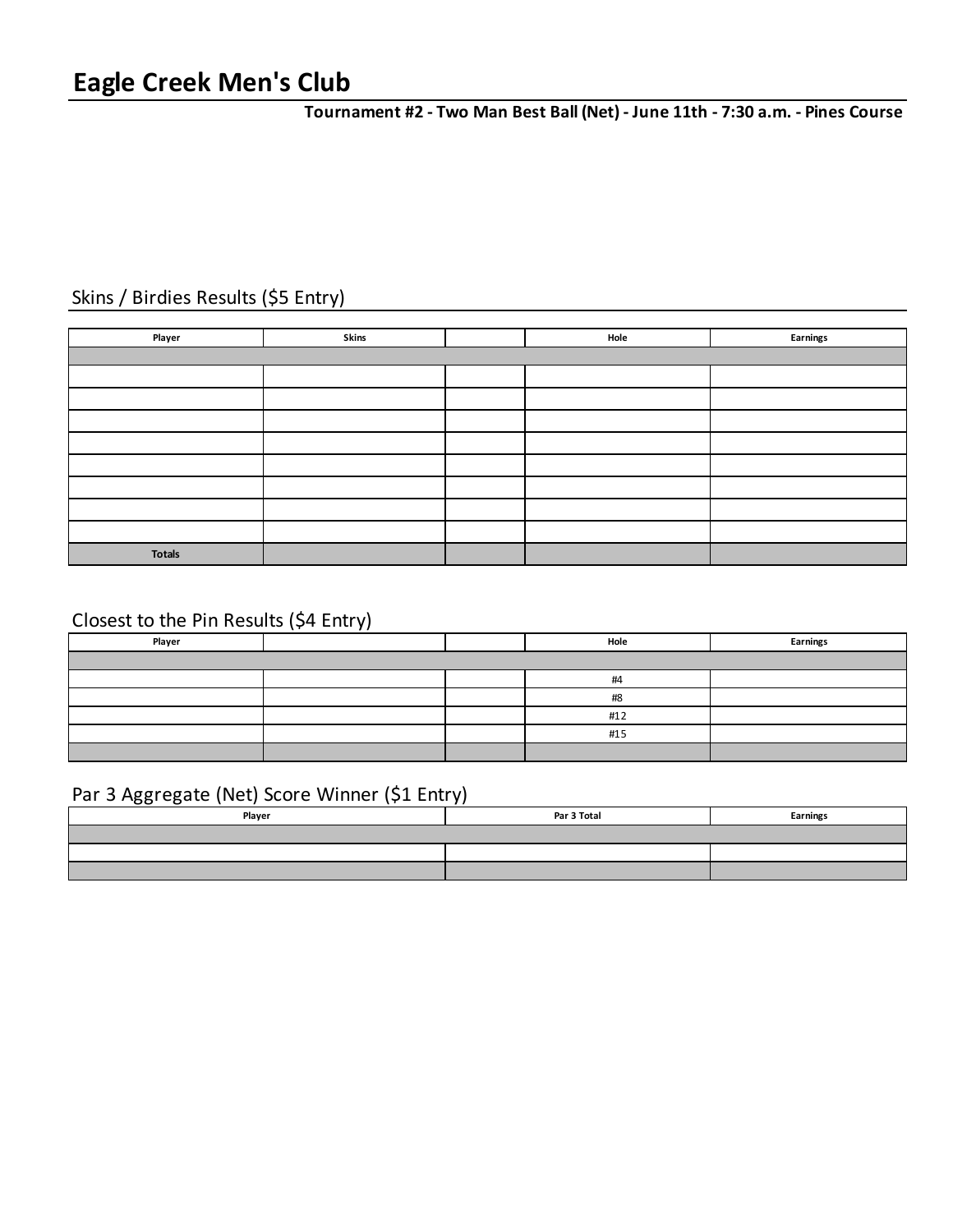# Eagle Creek Men's Club

**Tournament #2 - Two Man Best Ball (Net) - June 11th - 7:30 a.m. - Pines Course**

## Skins / Birdies Results ($5 Entry)

| Player | Skins | | Hole | Earnings |
|---|---|---|---|---|
| | | | | |
| | | | | |
| | | | | |
| | | | | |
| | | | | |
| | | | | |
| | | | | |
| | | | | |
| | | | | |
| Totals | | | | |

## Closest to the Pin Results ($4 Entry)

| Player | | | Hole | Earnings |
|---|---|---|---|---|
| | | | | |
| | | | #4 | |
| | | | #8 | |
| | | | #12 | |
| | | | #15 | |
| | | | | |

## Par 3 Aggregate (Net) Score Winner ($1 Entry)

| Player | Par 3 Total | Earnings |
|---|---|---|
| | | |
| | | |
| | | |